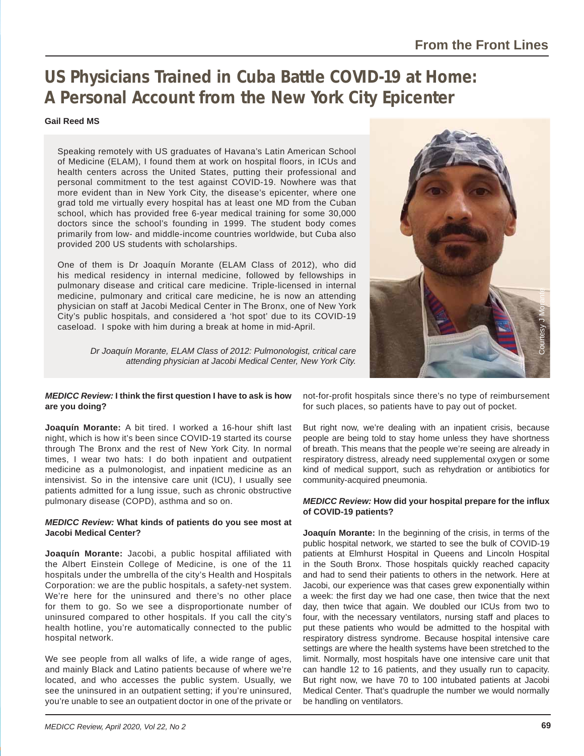From the Front Lines

# US Physicians Trained in Cuba Battle COVID-19 at Home: A Personal Account from the New York City Epicenter

**Gail Reed MS**

Speaking remotely with US graduates of Havana's Latin American School of Medicine (ELAM), I found them at work on hospital floors, in ICUs and health centers across the United States, putting their professional and personal commitment to the test against COVID-19. Nowhere was that more evident than in New York City, the disease's epicenter, where one grad told me virtually every hospital has at least one MD from the Cuban school, which has provided free 6-year medical training for some 30,000 doctors since the school's founding in 1999. The student body comes primarily from low- and middle-income countries worldwide, but Cuba also provided 200 US students with scholarships.

One of them is Dr Joaquín Morante (ELAM Class of 2012), who did his medical residency in internal medicine, followed by fellowships in pulmonary disease and critical care medicine. Triple-licensed in internal medicine, pulmonary and critical care medicine, he is now an attending physician on staff at Jacobi Medical Center in The Bronx, one of New York City's public hospitals, and considered a 'hot spot' due to its COVID-19 caseload. I spoke with him during a break at home in mid-April.

*Dr Joaquín Morante, ELAM Class of 2012: Pulmonologist, critical care attending physician at Jacobi Medical Center, New York City.*

Courtesy J Morante

***MEDICC Review:* I think the first question I have to ask is how are you doing?**

**Joaquín Morante:** A bit tired. I worked a 16-hour shift last night, which is how it's been since COVID-19 started its course through The Bronx and the rest of New York City. In normal times, I wear two hats: I do both inpatient and outpatient medicine as a pulmonologist, and inpatient medicine as an intensivist. So in the intensive care unit (ICU), I usually see patients admitted for a lung issue, such as chronic obstructive pulmonary disease (COPD), asthma and so on.

***MEDICC Review:* What kinds of patients do you see most at Jacobi Medical Center?**

**Joaquín Morante:** Jacobi, a public hospital affiliated with the Albert Einstein College of Medicine, is one of the 11 hospitals under the umbrella of the city's Health and Hospitals Corporation: we are the public hospitals, a safety-net system. We're here for the uninsured and there's no other place for them to go. So we see a disproportionate number of uninsured compared to other hospitals. If you call the city's health hotline, you're automatically connected to the public hospital network.

We see people from all walks of life, a wide range of ages, and mainly Black and Latino patients because of where we're located, and who accesses the public system. Usually, we see the uninsured in an outpatient setting; if you're uninsured, you're unable to see an outpatient doctor in one of the private or not-for-profit hospitals since there's no type of reimbursement for such places, so patients have to pay out of pocket.

But right now, we're dealing with an inpatient crisis, because people are being told to stay home unless they have shortness of breath. This means that the people we're seeing are already in respiratory distress, already need supplemental oxygen or some kind of medical support, such as rehydration or antibiotics for community-acquired pneumonia.

***MEDICC Review:* How did your hospital prepare for the influx of COVID-19 patients?**

**Joaquín Morante:** In the beginning of the crisis, in terms of the public hospital network, we started to see the bulk of COVID-19 patients at Elmhurst Hospital in Queens and Lincoln Hospital in the South Bronx. Those hospitals quickly reached capacity and had to send their patients to others in the network. Here at Jacobi, our experience was that cases grew exponentially within a week: the first day we had one case, then twice that the next day, then twice that again. We doubled our ICUs from two to four, with the necessary ventilators, nursing staff and places to put these patients who would be admitted to the hospital with respiratory distress syndrome. Because hospital intensive care settings are where the health systems have been stretched to the limit. Normally, most hospitals have one intensive care unit that can handle 12 to 16 patients, and they usually run to capacity. But right now, we have 70 to 100 intubated patients at Jacobi Medical Center. That's quadruple the number we would normally be handling on ventilators.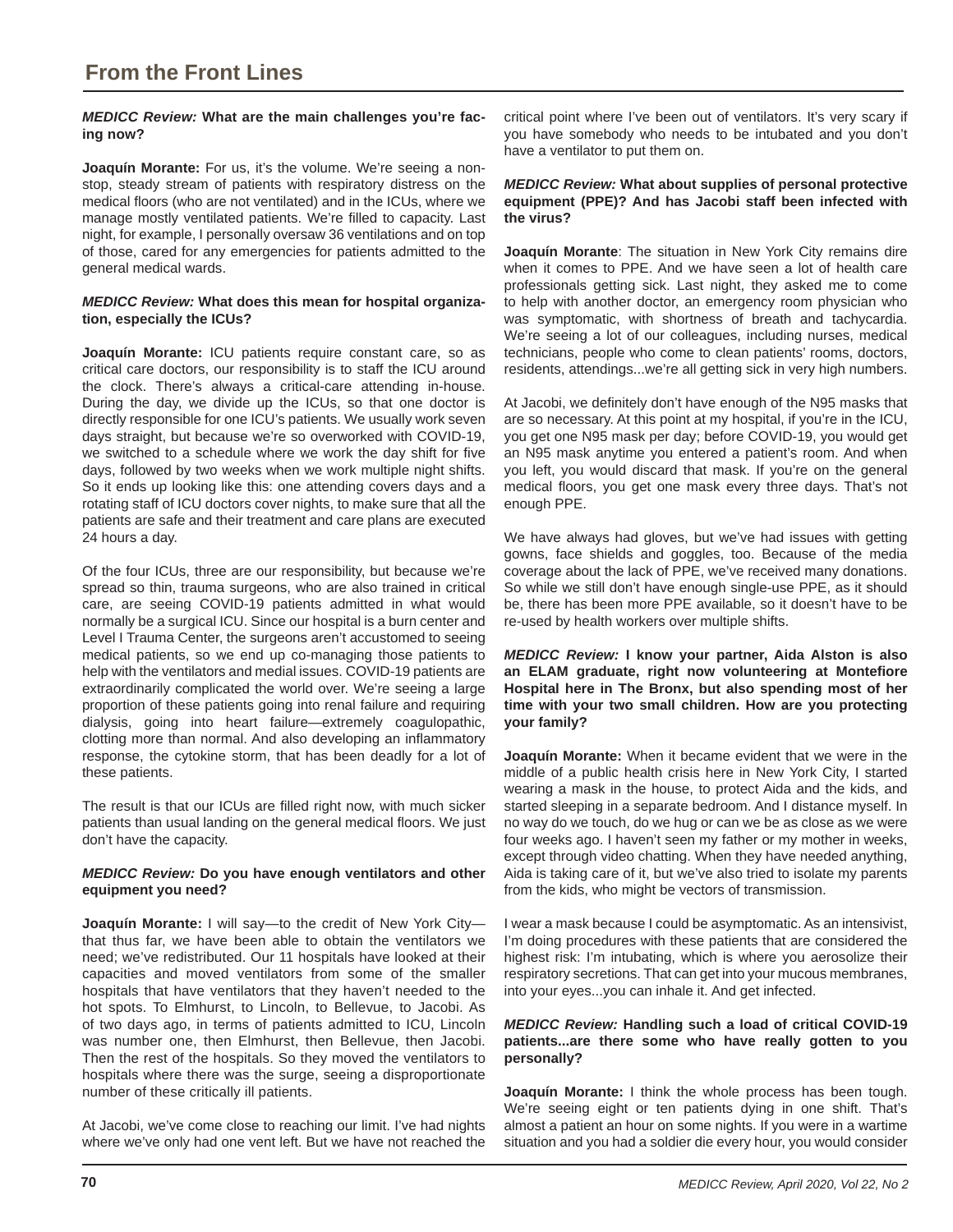## From the Front Lines

***MEDICC Review:*** **What are the main challenges you're facing now?**

**Joaquín Morante:** For us, it's the volume. We're seeing a nonstop, steady stream of patients with respiratory distress on the medical floors (who are not ventilated) and in the ICUs, where we manage mostly ventilated patients. We're filled to capacity. Last night, for example, I personally oversaw 36 ventilations and on top of those, cared for any emergencies for patients admitted to the general medical wards.

***MEDICC Review:*** **What does this mean for hospital organization, especially the ICUs?**

**Joaquín Morante:** ICU patients require constant care, so as critical care doctors, our responsibility is to staff the ICU around the clock. There's always a critical-care attending in-house. During the day, we divide up the ICUs, so that one doctor is directly responsible for one ICU's patients. We usually work seven days straight, but because we're so overworked with COVID-19, we switched to a schedule where we work the day shift for five days, followed by two weeks when we work multiple night shifts. So it ends up looking like this: one attending covers days and a rotating staff of ICU doctors cover nights, to make sure that all the patients are safe and their treatment and care plans are executed 24 hours a day.

Of the four ICUs, three are our responsibility, but because we're spread so thin, trauma surgeons, who are also trained in critical care, are seeing COVID-19 patients admitted in what would normally be a surgical ICU. Since our hospital is a burn center and Level I Trauma Center, the surgeons aren't accustomed to seeing medical patients, so we end up co-managing those patients to help with the ventilators and medial issues. COVID-19 patients are extraordinarily complicated the world over. We're seeing a large proportion of these patients going into renal failure and requiring dialysis, going into heart failure—extremely coagulopathic, clotting more than normal. And also developing an inflammatory response, the cytokine storm, that has been deadly for a lot of these patients.

The result is that our ICUs are filled right now, with much sicker patients than usual landing on the general medical floors. We just don't have the capacity.

***MEDICC Review:*** **Do you have enough ventilators and other equipment you need?**

**Joaquín Morante:** I will say—to the credit of New York City—that thus far, we have been able to obtain the ventilators we need; we've redistributed. Our 11 hospitals have looked at their capacities and moved ventilators from some of the smaller hospitals that have ventilators that they haven't needed to the hot spots. To Elmhurst, to Lincoln, to Bellevue, to Jacobi. As of two days ago, in terms of patients admitted to ICU, Lincoln was number one, then Elmhurst, then Bellevue, then Jacobi. Then the rest of the hospitals. So they moved the ventilators to hospitals where there was the surge, seeing a disproportionate number of these critically ill patients.

At Jacobi, we've come close to reaching our limit. I've had nights where we've only had one vent left. But we have not reached the critical point where I've been out of ventilators. It's very scary if you have somebody who needs to be intubated and you don't have a ventilator to put them on.

***MEDICC Review:*** **What about supplies of personal protective equipment (PPE)? And has Jacobi staff been infected with the virus?**

**Joaquín Morante**: The situation in New York City remains dire when it comes to PPE. And we have seen a lot of health care professionals getting sick. Last night, they asked me to come to help with another doctor, an emergency room physician who was symptomatic, with shortness of breath and tachycardia. We're seeing a lot of our colleagues, including nurses, medical technicians, people who come to clean patients' rooms, doctors, residents, attendings...we're all getting sick in very high numbers.

At Jacobi, we definitely don't have enough of the N95 masks that are so necessary. At this point at my hospital, if you're in the ICU, you get one N95 mask per day; before COVID-19, you would get an N95 mask anytime you entered a patient's room. And when you left, you would discard that mask. If you're on the general medical floors, you get one mask every three days. That's not enough PPE.

We have always had gloves, but we've had issues with getting gowns, face shields and goggles, too. Because of the media coverage about the lack of PPE, we've received many donations. So while we still don't have enough single-use PPE, as it should be, there has been more PPE available, so it doesn't have to be re-used by health workers over multiple shifts.

***MEDICC Review:*** **I know your partner, Aida Alston is also an ELAM graduate, right now volunteering at Montefiore Hospital here in The Bronx, but also spending most of her time with your two small children. How are you protecting your family?**

**Joaquín Morante:** When it became evident that we were in the middle of a public health crisis here in New York City, I started wearing a mask in the house, to protect Aida and the kids, and started sleeping in a separate bedroom. And I distance myself. In no way do we touch, do we hug or can we be as close as we were four weeks ago. I haven't seen my father or my mother in weeks, except through video chatting. When they have needed anything, Aida is taking care of it, but we've also tried to isolate my parents from the kids, who might be vectors of transmission.

I wear a mask because I could be asymptomatic. As an intensivist, I'm doing procedures with these patients that are considered the highest risk: I'm intubating, which is where you aerosolize their respiratory secretions. That can get into your mucous membranes, into your eyes...you can inhale it. And get infected.

***MEDICC Review:*** **Handling such a load of critical COVID-19 patients...are there some who have really gotten to you personally?**

**Joaquín Morante:** I think the whole process has been tough. We're seeing eight or ten patients dying in one shift. That's almost a patient an hour on some nights. If you were in a wartime situation and you had a soldier die every hour, you would consider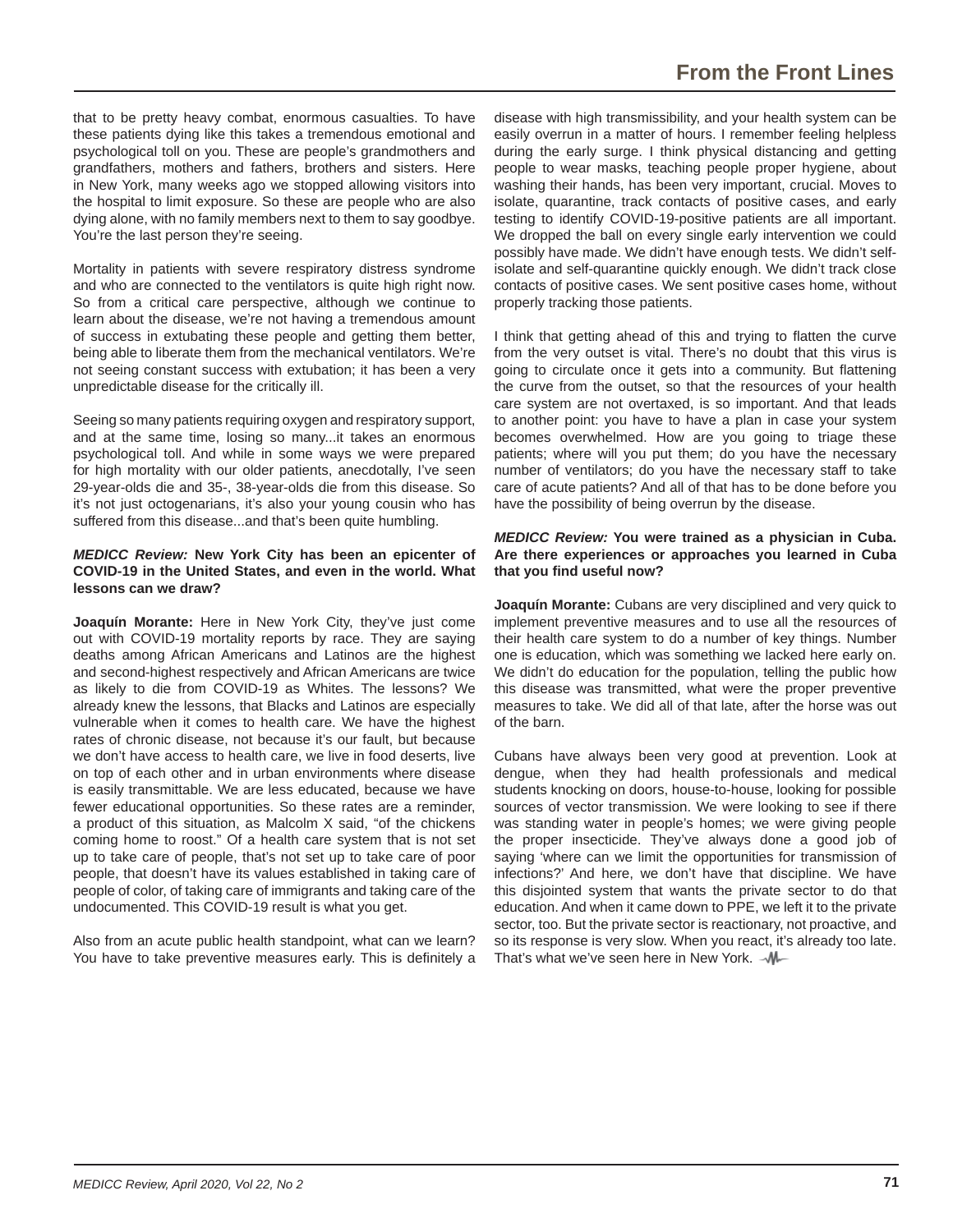that to be pretty heavy combat, enormous casualties. To have these patients dying like this takes a tremendous emotional and psychological toll on you. These are people's grandmothers and grandfathers, mothers and fathers, brothers and sisters. Here in New York, many weeks ago we stopped allowing visitors into the hospital to limit exposure. So these are people who are also dying alone, with no family members next to them to say goodbye. You're the last person they're seeing.

Mortality in patients with severe respiratory distress syndrome and who are connected to the ventilators is quite high right now. So from a critical care perspective, although we continue to learn about the disease, we're not having a tremendous amount of success in extubating these people and getting them better, being able to liberate them from the mechanical ventilators. We're not seeing constant success with extubation; it has been a very unpredictable disease for the critically ill.

Seeing so many patients requiring oxygen and respiratory support, and at the same time, losing so many...it takes an enormous psychological toll. And while in some ways we were prepared for high mortality with our older patients, anecdotally, I've seen 29-year-olds die and 35-, 38-year-olds die from this disease. So it's not just octogenarians, it's also your young cousin who has suffered from this disease...and that's been quite humbling.

***MEDICC Review:*** **New York City has been an epicenter of COVID-19 in the United States, and even in the world. What lessons can we draw?**

**Joaquín Morante:** Here in New York City, they've just come out with COVID-19 mortality reports by race. They are saying deaths among African Americans and Latinos are the highest and second-highest respectively and African Americans are twice as likely to die from COVID-19 as Whites. The lessons? We already knew the lessons, that Blacks and Latinos are especially vulnerable when it comes to health care. We have the highest rates of chronic disease, not because it's our fault, but because we don't have access to health care, we live in food deserts, live on top of each other and in urban environments where disease is easily transmittable. We are less educated, because we have fewer educational opportunities. So these rates are a reminder, a product of this situation, as Malcolm X said, "of the chickens coming home to roost." Of a health care system that is not set up to take care of people, that's not set up to take care of poor people, that doesn't have its values established in taking care of people of color, of taking care of immigrants and taking care of the undocumented. This COVID-19 result is what you get.

Also from an acute public health standpoint, what can we learn? You have to take preventive measures early. This is definitely a disease with high transmissibility, and your health system can be easily overrun in a matter of hours. I remember feeling helpless during the early surge. I think physical distancing and getting people to wear masks, teaching people proper hygiene, about washing their hands, has been very important, crucial. Moves to isolate, quarantine, track contacts of positive cases, and early testing to identify COVID-19-positive patients are all important. We dropped the ball on every single early intervention we could possibly have made. We didn't have enough tests. We didn't self-isolate and self-quarantine quickly enough. We didn't track close contacts of positive cases. We sent positive cases home, without properly tracking those patients.

I think that getting ahead of this and trying to flatten the curve from the very outset is vital. There's no doubt that this virus is going to circulate once it gets into a community. But flattening the curve from the outset, so that the resources of your health care system are not overtaxed, is so important. And that leads to another point: you have to have a plan in case your system becomes overwhelmed. How are you going to triage these patients; where will you put them; do you have the necessary number of ventilators; do you have the necessary staff to take care of acute patients? And all of that has to be done before you have the possibility of being overrun by the disease.

***MEDICC Review:*** **You were trained as a physician in Cuba. Are there experiences or approaches you learned in Cuba that you find useful now?**

**Joaquín Morante:** Cubans are very disciplined and very quick to implement preventive measures and to use all the resources of their health care system to do a number of key things. Number one is education, which was something we lacked here early on. We didn't do education for the population, telling the public how this disease was transmitted, what were the proper preventive measures to take. We did all of that late, after the horse was out of the barn.

Cubans have always been very good at prevention. Look at dengue, when they had health professionals and medical students knocking on doors, house-to-house, looking for possible sources of vector transmission. We were looking to see if there was standing water in people's homes; we were giving people the proper insecticide. They've always done a good job of saying 'where can we limit the opportunities for transmission of infections?' And here, we don't have that discipline. We have this disjointed system that wants the private sector to do that education. And when it came down to PPE, we left it to the private sector, too. But the private sector is reactionary, not proactive, and so its response is very slow. When you react, it's already too late. That's what we've seen here in New York.